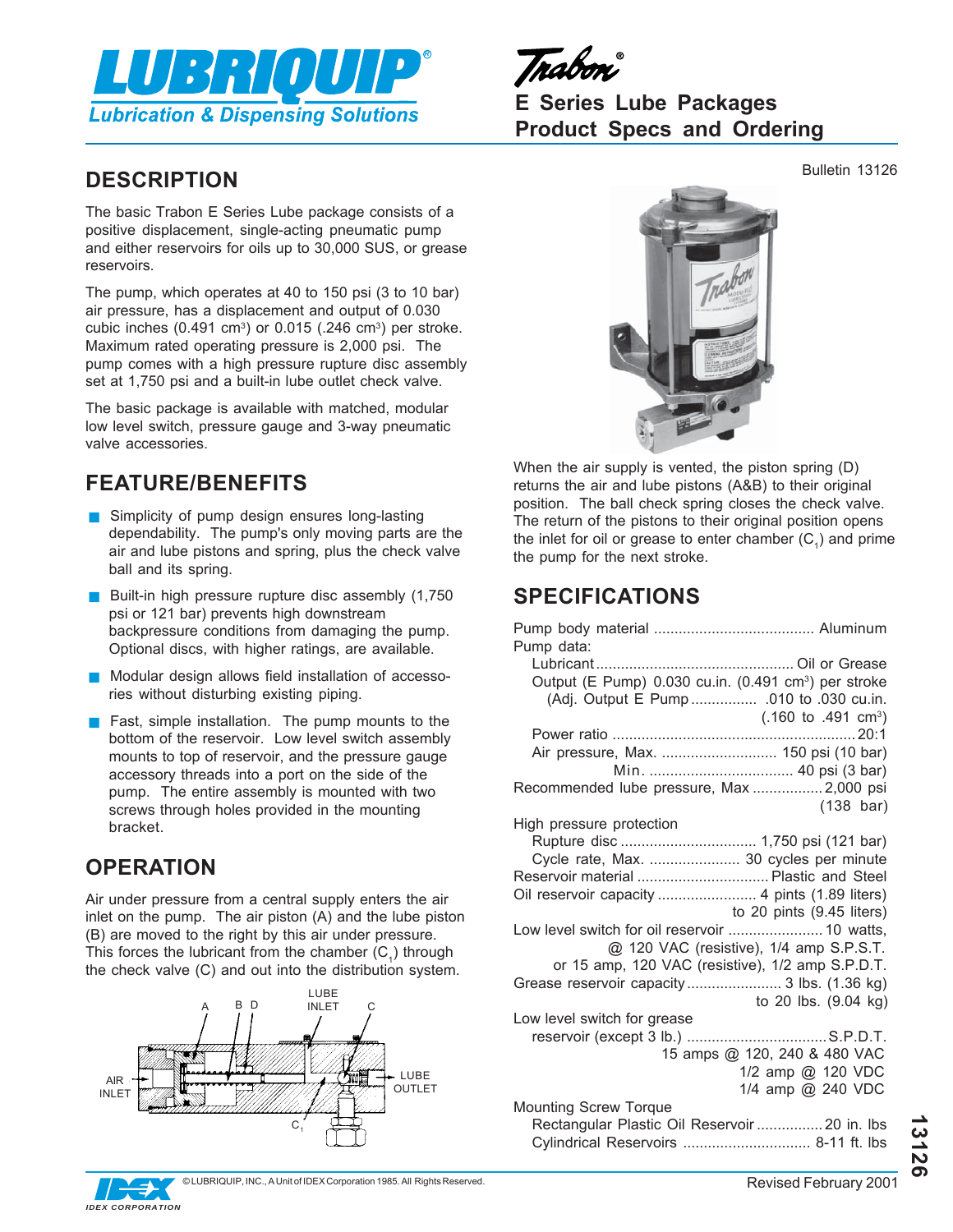# LUBRIQUIP

Lubrication & Dispensing Solutions

Trabon®

## E Series Lube Packages Product Specs and Ordering

Bulletin 13126

## DESCRIPTION

The basic Trabon E Series Lube package consists of a positive displacement, single-acting pneumatic pump and either reservoirs for oils up to 30,000 SUS, or grease reservoirs.

The pump, which operates at 40 to 150 psi (3 to 10 bar) air pressure, has a displacement and output of 0.030 cubic inches (0.491 $cm^3$) or 0.015 (.246 $cm^3$) per stroke. Maximum rated operating pressure is 2,000 psi. The pump comes with a high pressure rupture disc assembly set at 1,750 psi and a built-in lube outlet check valve.

The basic package is available with matched, modular low level switch, pressure gauge and 3-way pneumatic valve accessories.

## FEATURE/BENEFITS

- Simplicity of pump design ensures long-lasting dependability. The pump's only moving parts are the air and lube pistons and spring, plus the check valve ball and its spring.
- Built-in high pressure rupture disc assembly (1,750 psi or 121 bar) prevents high downstream backpressure conditions from damaging the pump. Optional discs, with higher ratings, are available.
- Modular design allows field installation of accessories without disturbing existing piping.
- Fast, simple installation. The pump mounts to the bottom of the reservoir. Low level switch assembly mounts to top of reservoir, and the pressure gauge accessory threads into a port on the side of the pump. The entire assembly is mounted with two screws through holes provided in the mounting bracket.

## OPERATION

Air under pressure from a central supply enters the air inlet on the pump. The air piston (A) and the lube piston (B) are moved to the right by this air under pressure. This forces the lubricant from the chamber ($C_1$) through the check valve (C) and out into the distribution system.

When the air supply is vented, the piston spring (D) returns the air and lube pistons (A&B) to their original position. The ball check spring closes the check valve. The return of the pistons to their original position opens the inlet for oil or grease to enter chamber ($C_1$) and prime the pump for the next stroke.

## SPECIFICATIONS

Pump body material ....................................... Aluminum
Pump data:
- Lubricant ................................................ Oil or Grease
- Output (E Pump) 0.030 cu.in. (0.491 $cm^3$) per stroke
- (Adj. Output E Pump ................ .010 to .030 cu.in. (.160 to .491 $cm^3$)
- Power ratio ........................................................... 20:1
- Air pressure, Max. ............................ 150 psi (10 bar)
- Min. .................................. 40 psi (3 bar)

Recommended lube pressure, Max ................. 2,000 psi (138 bar)

High pressure protection
- Rupture disc ................................ 1,750 psi (121 bar)
- Cycle rate, Max. ...................... 30 cycles per minute

Reservoir material ................................ Plastic and Steel
Oil reservoir capacity ........................ 4 pints (1.89 liters) to 20 pints (9.45 liters)
Low level switch for oil reservoir ....................... 10 watts, @ 120 VAC (resistive), 1/4 amp S.P.S.T. or 15 amp, 120 VAC (resistive), 1/2 amp S.P.D.T.
Grease reservoir capacity ....................... 3 lbs. (1.36 kg) to 20 lbs. (9.04 kg)
Low level switch for grease reservoir (except 3 lb.) .................................S.P.D.T. 15 amps @ 120, 240 & 480 VAC; 1/2 amp @ 120 VDC; 1/4 amp @ 240 VDC

Mounting Screw Torque
- Rectangular Plastic Oil Reservoir ................ 20 in. lbs
- Cylindrical Reservoirs .............................. 8-11 ft. lbs

© LUBRIQUIP, INC., A Unit of IDEX Corporation 1985. All Rights Reserved.

Revised February 2001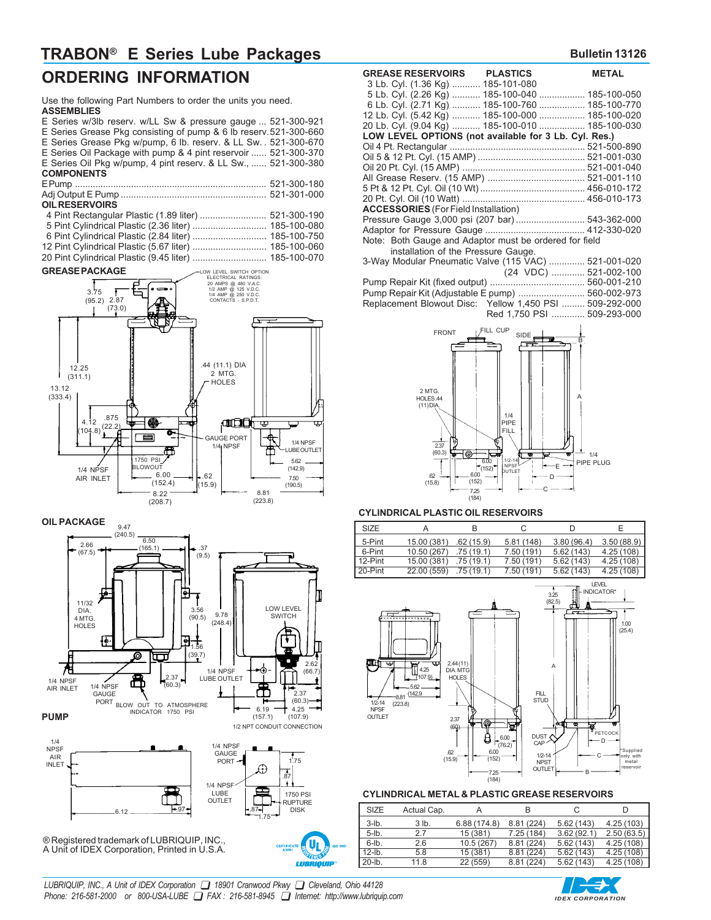# TRABON® E Series Lube Packages

Bulletin 13126

## ORDERING INFORMATION

Use the following Part Numbers to order the units you need.

**ASSEMBLIES**

| | |
|---|---|
| E Series w/3lb reserv. w/LL Sw & pressure gauge | 521-300-921 |
| E Series Grease Pkg consisting of pump & 6 lb reserv. | 521-300-660 |
| E Series Grease Pkg w/pump, 6 lb. reserv. & LL Sw. | 521-300-670 |
| E Series Oil Package with pump & 4 pint reservoir | 521-300-370 |
| E Series Oil Pkg w/pump, 4 pint reserv. & LL Sw., | 521-300-380 |

**COMPONENTS**

| | |
|---|---|
| E Pump | 521-300-180 |
| Adj Output E Pump | 521-301-000 |

**OIL RESERVOIRS**

| | |
|---|---|
| 4 Pint Rectangular Plastic (1.89 liter) | 521-300-190 |
| 5 Pint Cylindrical Plastic (2.36 liter) | 185-100-080 |
| 6 Pint Cylindrical Plastic (2.84 liter) | 185-100-750 |
| 12 Pint Cylindrical Plastic (5.67 liter) | 185-100-060 |
| 20 Pint Cylindrical Plastic (9.45 liter) | 185-100-070 |

**GREASE PACKAGE**

LOW LEVEL SWITCH OPTION
ELECTRICAL RATINGS:
20 AMPS @ 480 V.A.C.
1/2 AMP @ 125 V.D.C.
1/4 AMP @ 250 V.D.C.
CONTACTS - S.P.D.T.

3.75 (95.2) 2.87 (73.0) 12.25 (311.1) 13.12 (333.4) .44 (11.1) DIA 2 MTG. HOLES 4.12 (104.8) .875 (22.2) GAUGE PORT 1/4 NPSF 1/4 NPSF LUBE OUTLET 1750 PSI BLOWOUT 1/4 NPSF AIR INLET 6.00 (152.4) .62 (15.9) 5.62 (142.9) 7.50 (190.5) 8.22 (208.7) 8.81 (223.8)

**OIL PACKAGE**

9.47 (240.5) 6.50 (165.1) 2.66 (67.5) .37 (9.5) 11/32 DIA. 4 MTG. HOLES 3.56 (90.5) 9.78 (248.4) LOW LEVEL SWITCH 1.56 (39.7) 2.62 (66.7) 1/4 NPSF LUBE OUTLET 2.37 (60.3) 1/4 NPSF AIR INLET 1/4 NPSF GAUGE PORT BLOW OUT TO ATMOSPHERE INDICATOR 1750 PSI 2.37 (60.3) 6.19 (157.1) 4.25 (107.9) 1/2 NPT CONDUIT CONNECTION

**PUMP**

1/4 NPSF AIR INLET 1/4 NPSF GAUGE PORT 1.75 .87 1/4 NPSF LUBE OUTLET 1750 PSI RUPTURE DISK 6.12 .97 .87 1.75

® Registered trademark of LUBRIQUIP, INC., A Unit of IDEX Corporation, Printed in U.S.A.

| GREASE RESERVOIRS | PLASTICS | METAL |
|---|---|---|
| 3 Lb. Cyl. (1.36 Kg) | 185-101-080 | |
| 5 Lb. Cyl. (2.26 Kg) | 185-100-040 | 185-100-050 |
| 6 Lb. Cyl. (2.71 Kg) | 185-100-760 | 185-100-770 |
| 12 Lb. Cyl. (5.42 Kg) | 185-100-000 | 185-100-020 |
| 20 Lb. Cyl. (9.04 Kg) | 185-100-010 | 185-100-030 |

**LOW LEVEL OPTIONS (not available for 3 Lb. Cyl. Res.)**

| | |
|---|---|
| Oil 4 Pt. Rectangular | 521-500-890 |
| Oil 5 & 12 Pt. Cyl. (15 AMP) | 521-001-030 |
| Oil 20 Pt. Cyl. (15 AMP) | 521-001-040 |
| All Grease Reserv. (15 AMP) | 521-001-110 |
| 5 Pt & 12 Pt. Cyl. Oil (10 Wt) | 456-010-172 |
| 20 Pt. Cyl. Oil (10 Watt) | 456-010-173 |

**ACCESSORIES** (For Field Installation)

| | |
|---|---|
| Pressure Gauge 3,000 psi (207 bar) | 543-362-000 |
| Adaptor for Pressure Gauge | 412-330-020 |

Note: Both Gauge and Adaptor must be ordered for field installation of the Pressure Gauge.

| | |
|---|---|
| 3-Way Modular Pneumatic Valve (115 VAC) | 521-001-020 |
| (24 VDC) | 521-002-100 |
| Pump Repair Kit (fixed output) | 560-001-210 |
| Pump Repair Kit (Adjustable E pump) | 560-002-973 |
| Replacement Blowout Disc: Yellow 1,450 PSI | 509-292-000 |
| Red 1,750 PSI | 509-293-000 |

FRONT FILL CUP SIDE B 2 MTG. HOLES .44 (11) DIA. A 1/4 PIPE FILL 2.37 (60.3) 6.00 (152) 1/2-14 NPSF OUTLET E 1/4 PIPE PLUG .62 (15.8) 6.00 (152) D 7.25 (184) C

### CYLINDRICAL PLASTIC OIL RESERVOIRS

| SIZE | A | B | C | D | E |
|---|---|---|---|---|---|
| 5-Pint | 15.00 (381) | .62 (15.9) | 5.81 (148) | 3.80 (96.4) | 3.50 (88.9) |
| 6-Pint | 10.50 (267) | .75 (19.1) | 7.50 (191) | 5.62 (143) | 4.25 (108) |
| 12-Pint | 15.00 (381) | .75 (19.1) | 7.50 (191) | 5.62 (143) | 4.25 (108) |
| 20-Pint | 22.00 (559) | .75 (19.1) | 7.50 (191) | 5.62 (143) | 4.25 (108) |

LEVEL INDICATOR* 3.25 (82.5) 1.00 (25.4) 4.25 (107.9) 2.44 (11) DIA. MTG HOLES 5.62 (142.9) 8.81 (223.8) 1/2-14 NPSF OUTLET A FILL STUD 2.37 (60) 6.00 (76.2) 6.00 (152) .62 (15.9) 7.25 (184) DUST CAP 1/2-14 NPSF OUTLET PETCOCK D C B *Supplied only with metal reservoir

### CYLINDRICAL METAL & PLASTIC GREASE RESERVOIRS

| SIZE | Actual Cap. | A | B | C | D |
|---|---|---|---|---|---|
| 3-lb. | 3 lb. | 6.88 (174.8) | 8.81 (224) | 5.62 (143) | 4.25 (103) |
| 5-lb. | 2.7 | 15 (381) | 7.25 (184) | 3.62 (92.1) | 2.50 (63.5) |
| 6-lb. | 2.6 | 10.5 (267) | 8.81 (224) | 5.62 (143) | 4.25 (108) |
| 12-lb. | 5.8 | 15 (381) | 8.81 (224) | 5.62 (143) | 4.25 (108) |
| 20-lb. | 11.8 | 22 (559) | 8.81 (224) | 5.62 (143) | 4.25 (108) |

*LUBRIQUIP, INC., A Unit of IDEX Corporation ❑ 18901 Cranwood Pkwy ❑ Cleveland, Ohio 44128*
*Phone: 216-581-2000 or 800-USA-LUBE ❑ FAX : 216-581-8945 ❑ Internet: http://www.lubriquip.com*

IDEX CORPORATION